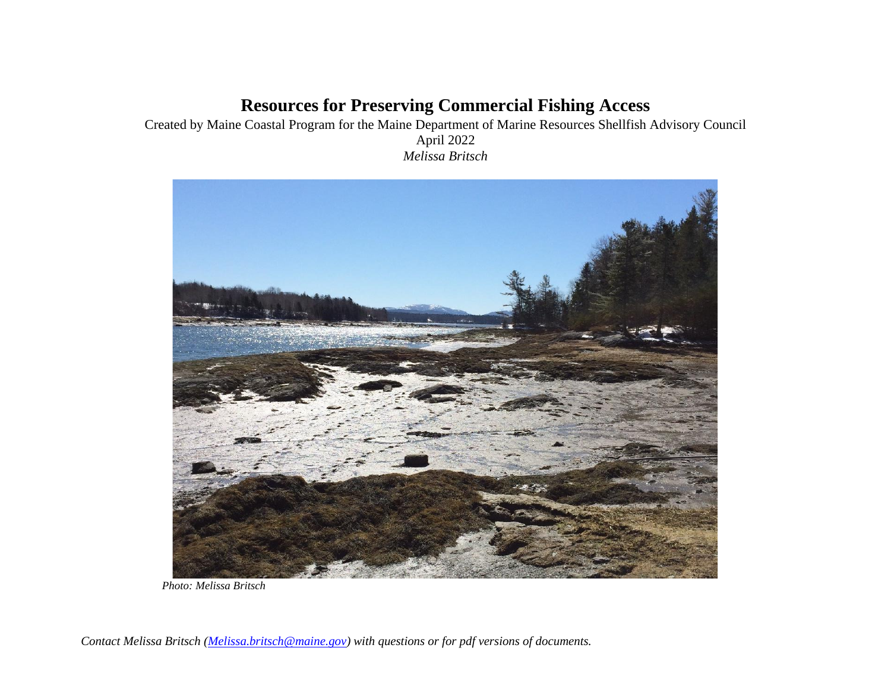# Resources for Preserving Commercial Fishing Access

Created by Maine Coastal Program for the Maine Department of Marine Resources Shellfish Advisory Council

April 2022

*Melissa Britsch*

*Photo: Melissa Britsch*

*Contact Melissa Britsch ([Melissa.britsch@maine.gov](mailto:Melissa.britsch@maine.gov)) with questions or for pdf versions of documents.*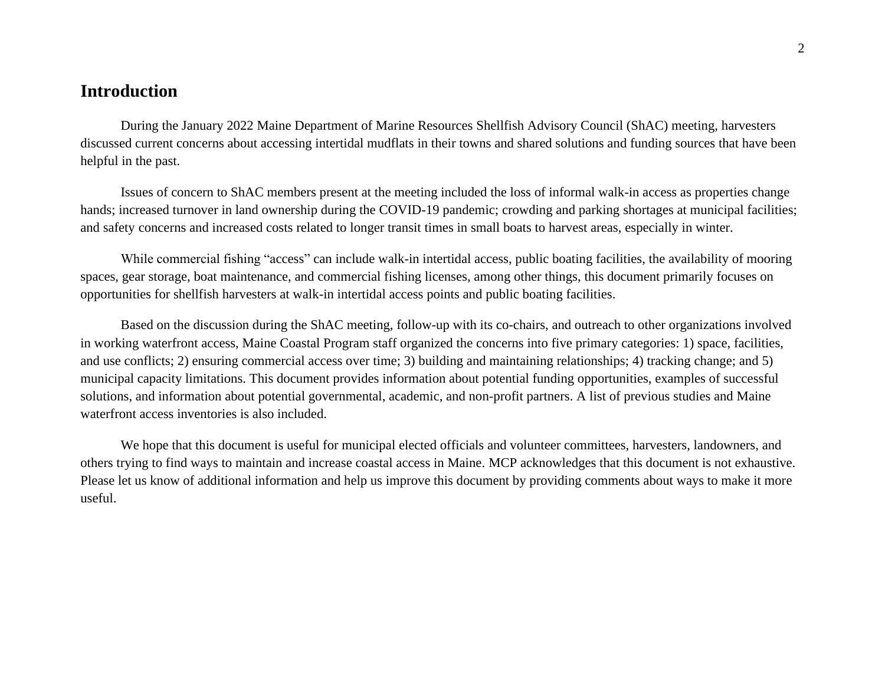## Introduction

During the January 2022 Maine Department of Marine Resources Shellfish Advisory Council (ShAC) meeting, harvesters discussed current concerns about accessing intertidal mudflats in their towns and shared solutions and funding sources that have been helpful in the past.

Issues of concern to ShAC members present at the meeting included the loss of informal walk-in access as properties change hands; increased turnover in land ownership during the COVID-19 pandemic; crowding and parking shortages at municipal facilities; and safety concerns and increased costs related to longer transit times in small boats to harvest areas, especially in winter.

While commercial fishing "access" can include walk-in intertidal access, public boating facilities, the availability of mooring spaces, gear storage, boat maintenance, and commercial fishing licenses, among other things, this document primarily focuses on opportunities for shellfish harvesters at walk-in intertidal access points and public boating facilities.

Based on the discussion during the ShAC meeting, follow-up with its co-chairs, and outreach to other organizations involved in working waterfront access, Maine Coastal Program staff organized the concerns into five primary categories: 1) space, facilities, and use conflicts; 2) ensuring commercial access over time; 3) building and maintaining relationships; 4) tracking change; and 5) municipal capacity limitations. This document provides information about potential funding opportunities, examples of successful solutions, and information about potential governmental, academic, and non-profit partners. A list of previous studies and Maine waterfront access inventories is also included.

We hope that this document is useful for municipal elected officials and volunteer committees, harvesters, landowners, and others trying to find ways to maintain and increase coastal access in Maine. MCP acknowledges that this document is not exhaustive. Please let us know of additional information and help us improve this document by providing comments about ways to make it more useful.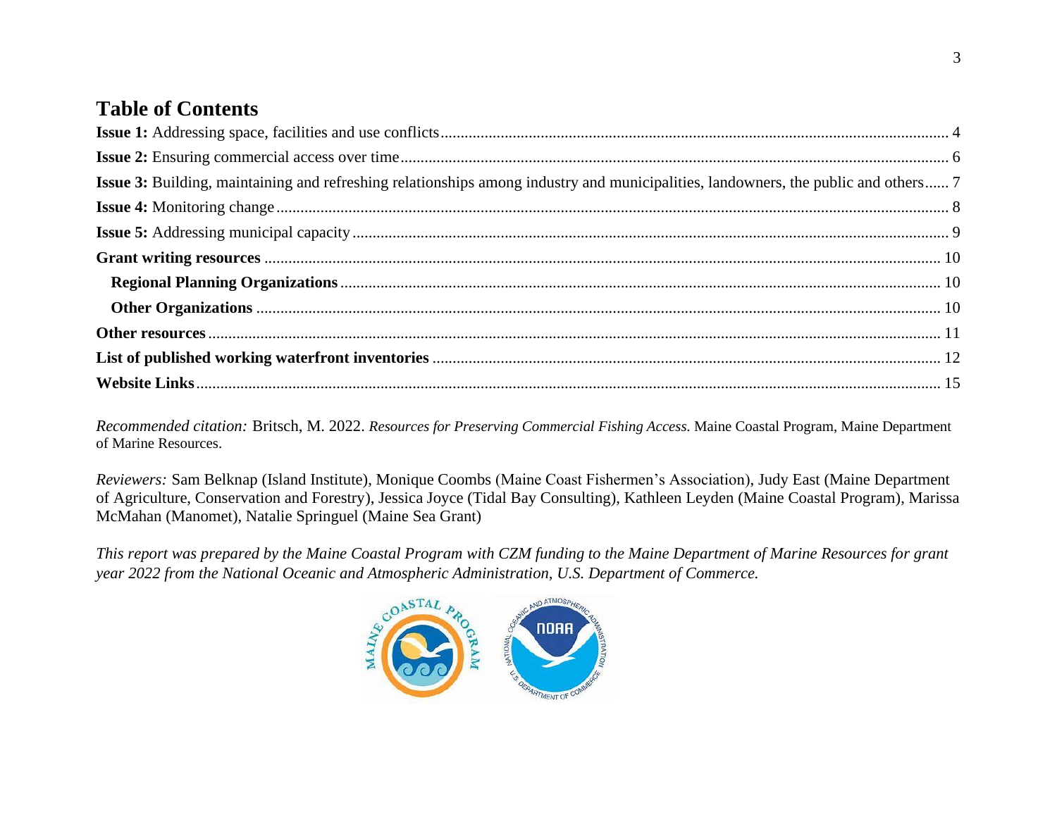## Table of Contents

**Issue 1:** Addressing space, facilities and use conflicts ..... 4

**Issue 2:** Ensuring commercial access over time ..... 6

**Issue 3:** Building, maintaining and refreshing relationships among industry and municipalities, landowners, the public and others ..... 7

**Issue 4:** Monitoring change ..... 8

**Issue 5:** Addressing municipal capacity ..... 9

**Grant writing resources** ..... 10

- **Regional Planning Organizations** ..... 10
- **Other Organizations** ..... 10

**Other resources** ..... 11

**List of published working waterfront inventories** ..... 12

**Website Links** ..... 15

*Recommended citation:* Britsch, M. 2022. *Resources for Preserving Commercial Fishing Access.* Maine Coastal Program, Maine Department of Marine Resources.

*Reviewers:* Sam Belknap (Island Institute), Monique Coombs (Maine Coast Fishermen's Association), Judy East (Maine Department of Agriculture, Conservation and Forestry), Jessica Joyce (Tidal Bay Consulting), Kathleen Leyden (Maine Coastal Program), Marissa McMahan (Manomet), Natalie Springuel (Maine Sea Grant)

*This report was prepared by the Maine Coastal Program with CZM funding to the Maine Department of Marine Resources for grant year 2022 from the National Oceanic and Atmospheric Administration, U.S. Department of Commerce.*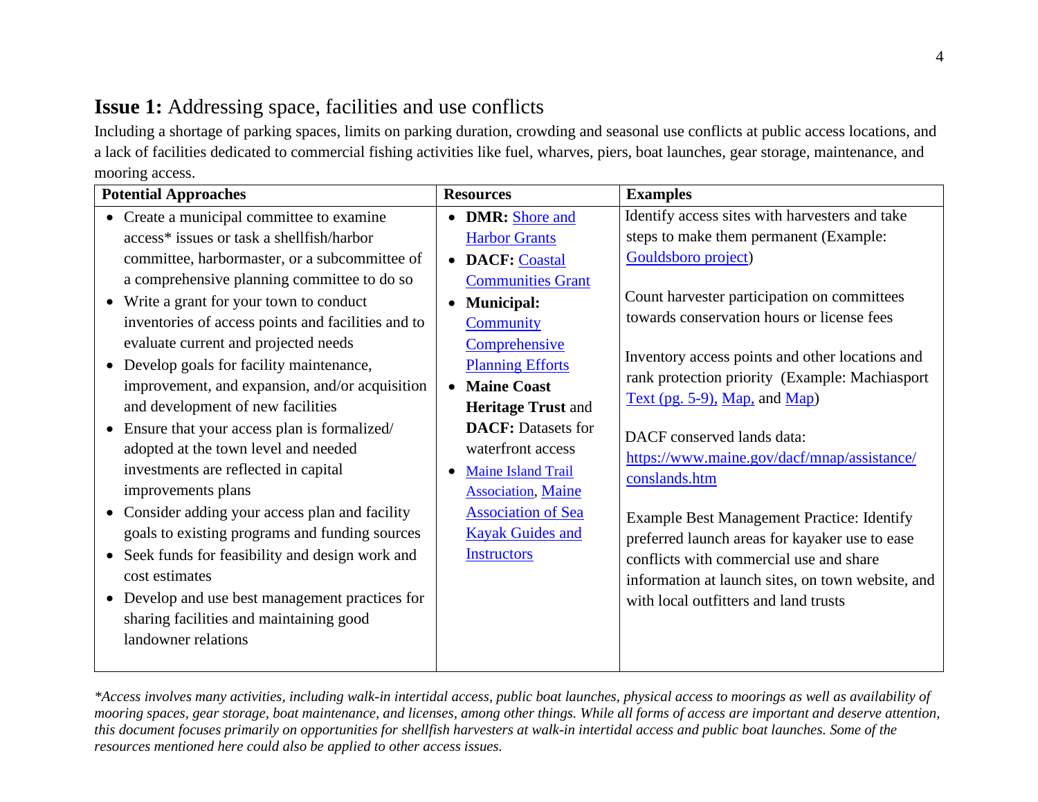## **Issue 1:** Addressing space, facilities and use conflicts

Including a shortage of parking spaces, limits on parking duration, crowding and seasonal use conflicts at public access locations, and a lack of facilities dedicated to commercial fishing activities like fuel, wharves, piers, boat launches, gear storage, maintenance, and mooring access.

| Potential Approaches | Resources | Examples |
|---|---|---|
| • Create a municipal committee to examine access* issues or task a shellfish/harbor committee, harbormaster, or a subcommittee of a comprehensive planning committee to do so<br>• Write a grant for your town to conduct inventories of access points and facilities and to evaluate current and projected needs<br>• Develop goals for facility maintenance, improvement, and expansion, and/or acquisition and development of new facilities<br>• Ensure that your access plan is formalized/ adopted at the town level and needed investments are reflected in capital improvements plans<br>• Consider adding your access plan and facility goals to existing programs and funding sources<br>• Seek funds for feasibility and design work and cost estimates<br>• Develop and use best management practices for sharing facilities and maintaining good landowner relations | • **DMR:** Shore and Harbor Grants<br>• **DACF:** Coastal Communities Grant<br>• **Municipal:** Community Comprehensive Planning Efforts<br>• **Maine Coast Heritage Trust** and **DACF:** Datasets for waterfront access<br>• Maine Island Trail Association, Maine Association of Sea Kayak Guides and Instructors | Identify access sites with harvesters and take steps to make them permanent (Example: Gouldsboro project)<br><br>Count harvester participation on committees towards conservation hours or license fees<br><br>Inventory access points and other locations and rank protection priority (Example: Machiasport Text (pg. 5-9), Map, and Map)<br><br>DACF conserved lands data: https://www.maine.gov/dacf/mnap/assistance/conslands.htm<br><br>Example Best Management Practice: Identify preferred launch areas for kayaker use to ease conflicts with commercial use and share information at launch sites, on town website, and with local outfitters and land trusts |

*\*Access involves many activities, including walk-in intertidal access, public boat launches, physical access to moorings as well as availability of mooring spaces, gear storage, boat maintenance, and licenses, among other things. While all forms of access are important and deserve attention, this document focuses primarily on opportunities for shellfish harvesters at walk-in intertidal access and public boat launches. Some of the resources mentioned here could also be applied to other access issues.*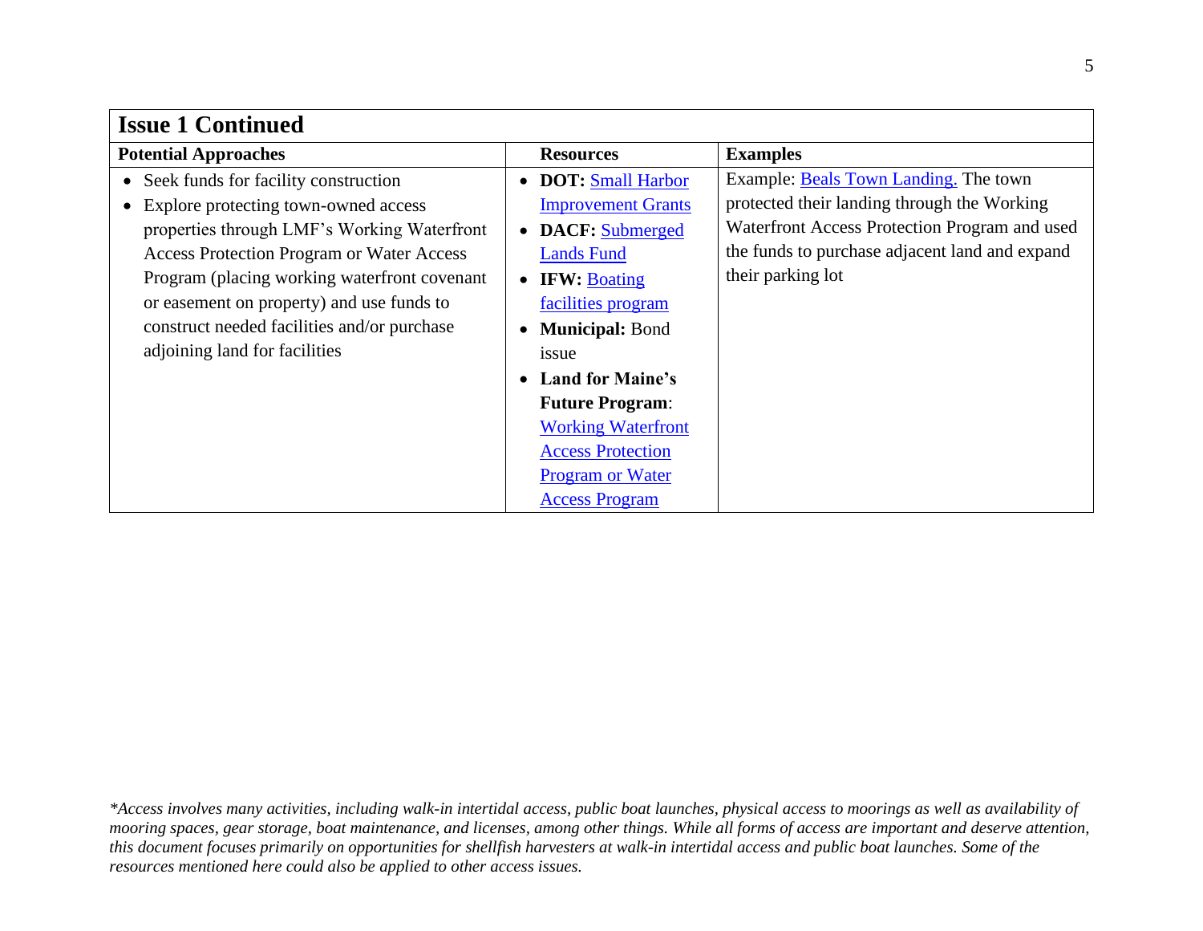| **Issue 1 Continued** | | |
|---|---|---|
| **Potential Approaches** | **Resources** | **Examples** |
| • Seek funds for facility construction<br>• Explore protecting town-owned access properties through LMF's Working Waterfront Access Protection Program or Water Access Program (placing working waterfront covenant or easement on property) and use funds to construct needed facilities and/or purchase adjoining land for facilities | • **DOT:** Small Harbor Improvement Grants<br>• **DACF:** Submerged Lands Fund<br>• **IFW:** Boating facilities program<br>• **Municipal:** Bond issue<br>• **Land for Maine's Future Program**: Working Waterfront Access Protection Program or Water Access Program | Example: Beals Town Landing. The town protected their landing through the Working Waterfront Access Protection Program and used the funds to purchase adjacent land and expand their parking lot |

*\*Access involves many activities, including walk-in intertidal access, public boat launches, physical access to moorings as well as availability of mooring spaces, gear storage, boat maintenance, and licenses, among other things. While all forms of access are important and deserve attention, this document focuses primarily on opportunities for shellfish harvesters at walk-in intertidal access and public boat launches. Some of the resources mentioned here could also be applied to other access issues.*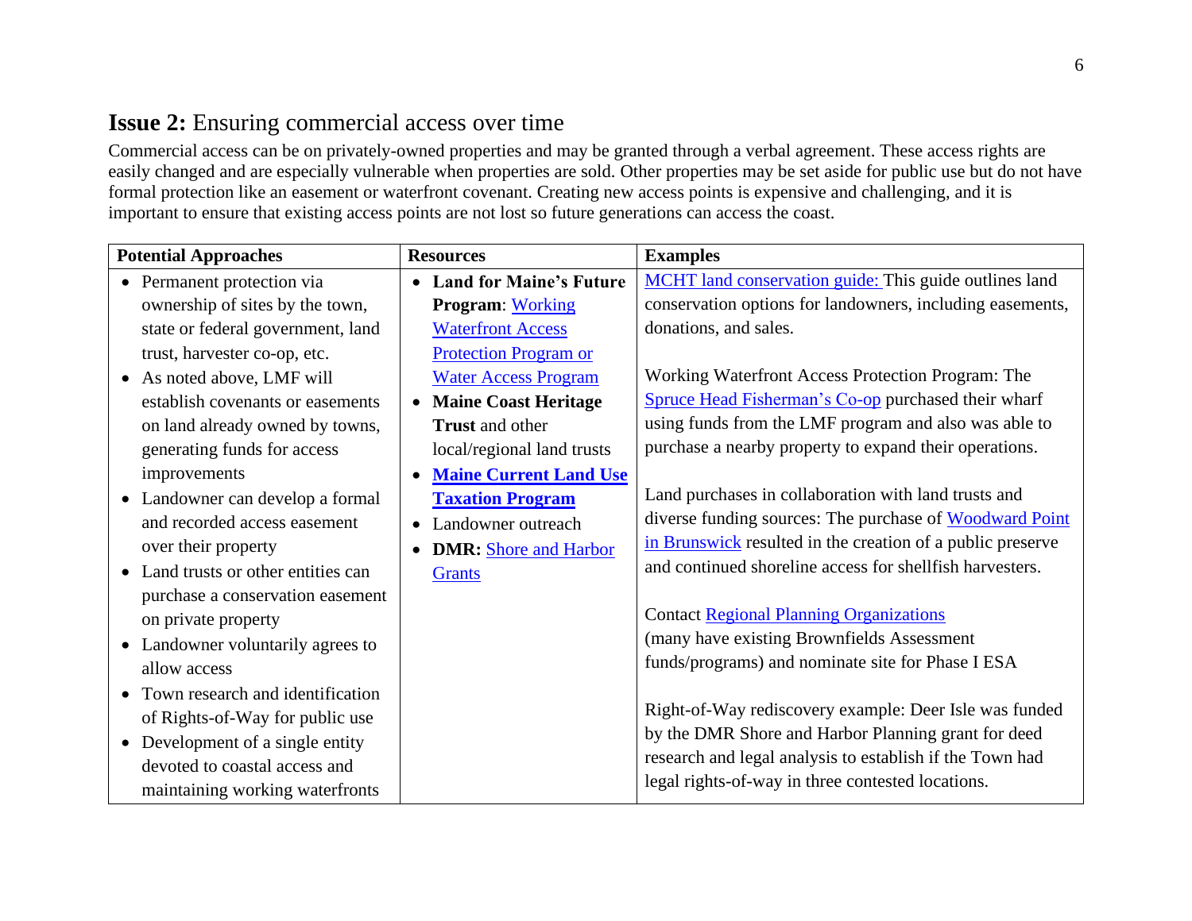## **Issue 2:** Ensuring commercial access over time

Commercial access can be on privately-owned properties and may be granted through a verbal agreement. These access rights are easily changed and are especially vulnerable when properties are sold. Other properties may be set aside for public use but do not have formal protection like an easement or waterfront covenant. Creating new access points is expensive and challenging, and it is important to ensure that existing access points are not lost so future generations can access the coast.

| Potential Approaches | Resources | Examples |
|---|---|---|
| • Permanent protection via ownership of sites by the town, state or federal government, land trust, harvester co-op, etc.<br>• As noted above, LMF will establish covenants or easements on land already owned by towns, generating funds for access improvements<br>• Landowner can develop a formal and recorded access easement over their property<br>• Land trusts or other entities can purchase a conservation easement on private property<br>• Landowner voluntarily agrees to allow access<br>• Town research and identification of Rights-of-Way for public use<br>• Development of a single entity devoted to coastal access and maintaining working waterfronts | • **Land for Maine's Future Program**: Working Waterfront Access Protection Program or Water Access Program<br>• **Maine Coast Heritage Trust** and other local/regional land trusts<br>• **Maine Current Land Use Taxation Program**<br>• Landowner outreach<br>• **DMR:** Shore and Harbor Grants | MCHT land conservation guide: This guide outlines land conservation options for landowners, including easements, donations, and sales.<br><br>Working Waterfront Access Protection Program: The Spruce Head Fisherman's Co-op purchased their wharf using funds from the LMF program and also was able to purchase a nearby property to expand their operations.<br><br>Land purchases in collaboration with land trusts and diverse funding sources: The purchase of Woodward Point in Brunswick resulted in the creation of a public preserve and continued shoreline access for shellfish harvesters.<br><br>Contact Regional Planning Organizations (many have existing Brownfields Assessment funds/programs) and nominate site for Phase I ESA<br><br>Right-of-Way rediscovery example: Deer Isle was funded by the DMR Shore and Harbor Planning grant for deed research and legal analysis to establish if the Town had legal rights-of-way in three contested locations. |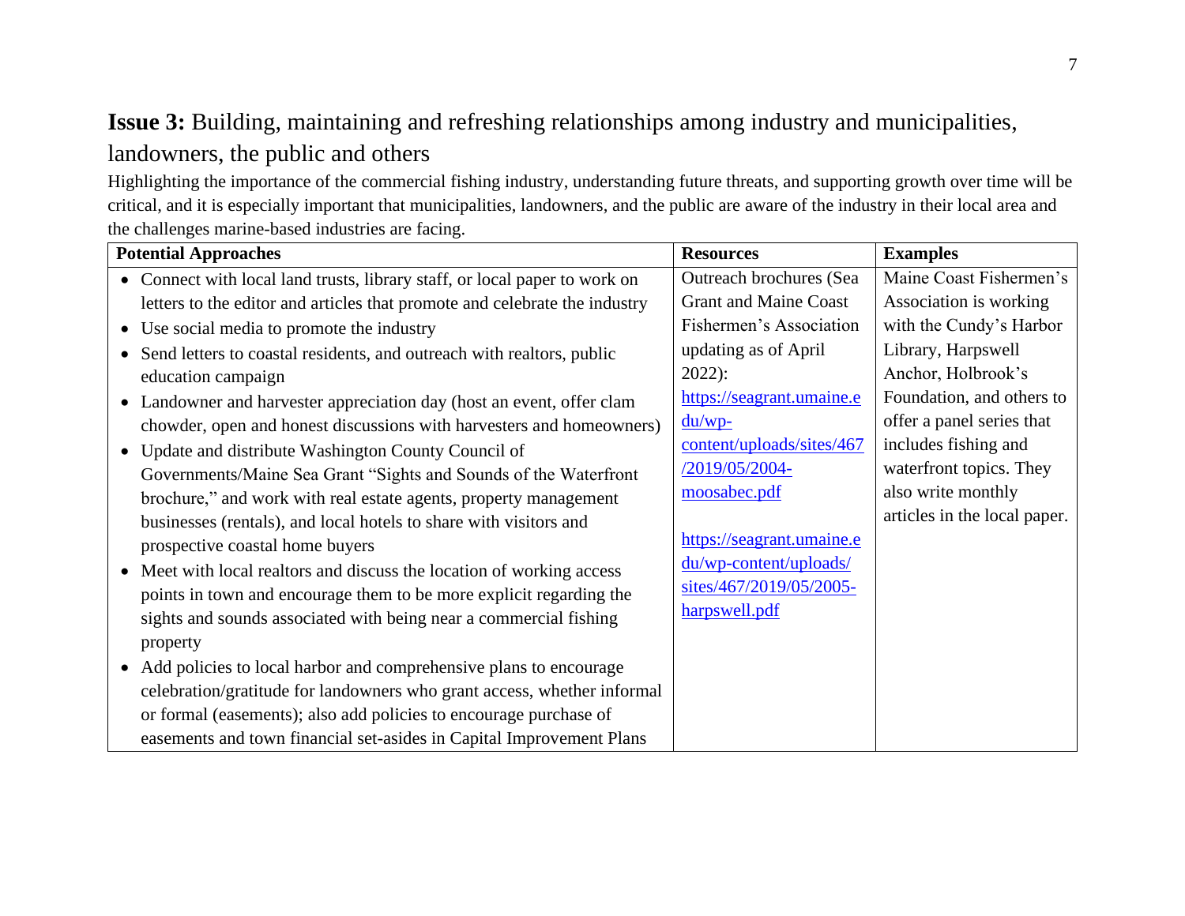## **Issue 3:** Building, maintaining and refreshing relationships among industry and municipalities, landowners, the public and others

Highlighting the importance of the commercial fishing industry, understanding future threats, and supporting growth over time will be critical, and it is especially important that municipalities, landowners, and the public are aware of the industry in their local area and the challenges marine-based industries are facing.

| Potential Approaches | Resources | Examples |
| --- | --- | --- |
| • Connect with local land trusts, library staff, or local paper to work on letters to the editor and articles that promote and celebrate the industry<br>• Use social media to promote the industry<br>• Send letters to coastal residents, and outreach with realtors, public education campaign<br>• Landowner and harvester appreciation day (host an event, offer clam chowder, open and honest discussions with harvesters and homeowners)<br>• Update and distribute Washington County Council of Governments/Maine Sea Grant "Sights and Sounds of the Waterfront brochure," and work with real estate agents, property management businesses (rentals), and local hotels to share with visitors and prospective coastal home buyers<br>• Meet with local realtors and discuss the location of working access points in town and encourage them to be more explicit regarding the sights and sounds associated with being near a commercial fishing property<br>• Add policies to local harbor and comprehensive plans to encourage celebration/gratitude for landowners who grant access, whether informal or formal (easements); also add policies to encourage purchase of easements and town financial set-asides in Capital Improvement Plans | Outreach brochures (Sea Grant and Maine Coast Fishermen's Association updating as of April 2022):<br>https://seagrant.umaine.edu/wp-content/uploads/sites/467/2019/05/2004-moosabec.pdf<br><br>https://seagrant.umaine.edu/wp-content/uploads/sites/467/2019/05/2005-harpswell.pdf | Maine Coast Fishermen's Association is working with the Cundy's Harbor Library, Harpswell Anchor, Holbrook's Foundation, and others to offer a panel series that includes fishing and waterfront topics. They also write monthly articles in the local paper. |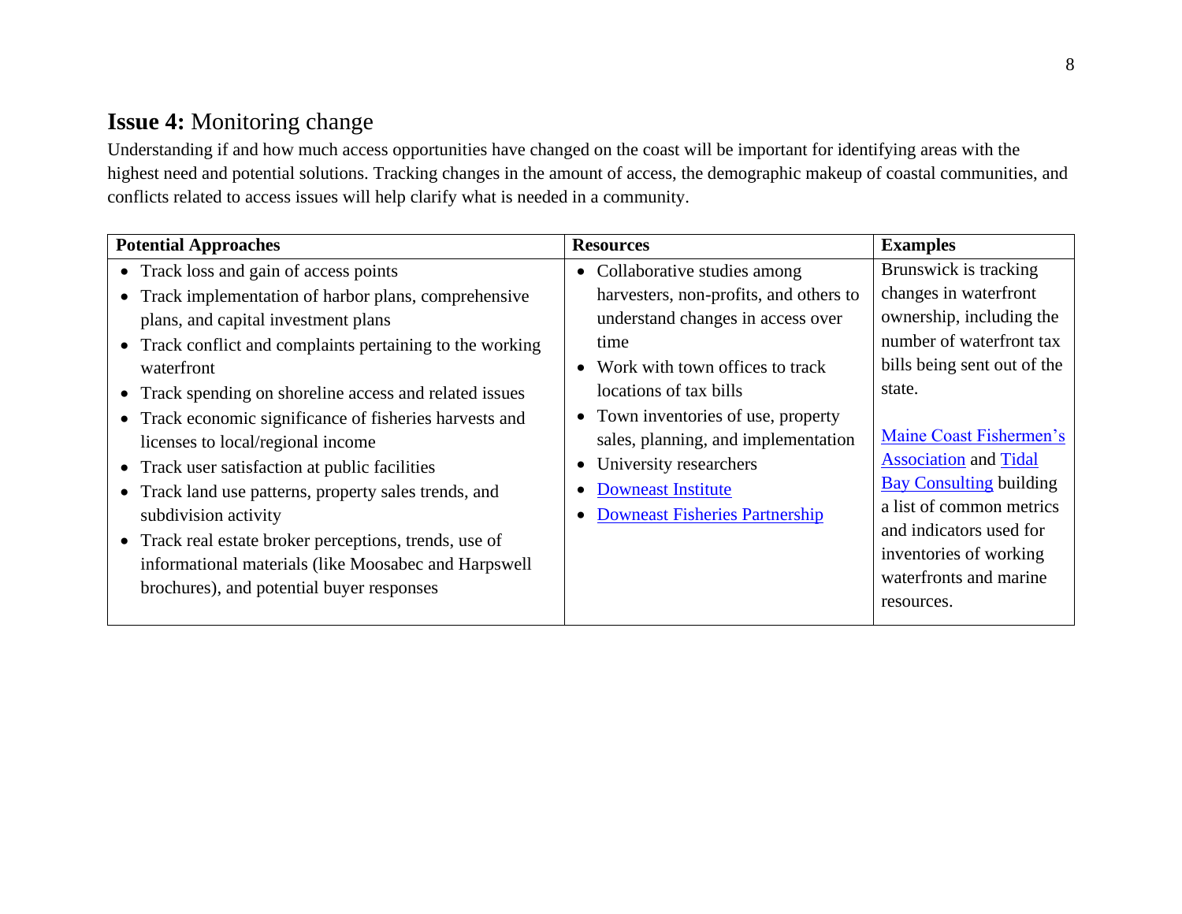## **Issue 4:** Monitoring change

Understanding if and how much access opportunities have changed on the coast will be important for identifying areas with the highest need and potential solutions. Tracking changes in the amount of access, the demographic makeup of coastal communities, and conflicts related to access issues will help clarify what is needed in a community.

| Potential Approaches | Resources | Examples |
|---|---|---|
| • Track loss and gain of access points<br>• Track implementation of harbor plans, comprehensive plans, and capital investment plans<br>• Track conflict and complaints pertaining to the working waterfront<br>• Track spending on shoreline access and related issues<br>• Track economic significance of fisheries harvests and licenses to local/regional income<br>• Track user satisfaction at public facilities<br>• Track land use patterns, property sales trends, and subdivision activity<br>• Track real estate broker perceptions, trends, use of informational materials (like Moosabec and Harpswell brochures), and potential buyer responses | • Collaborative studies among harvesters, non-profits, and others to understand changes in access over time<br>• Work with town offices to track locations of tax bills<br>• Town inventories of use, property sales, planning, and implementation<br>• University researchers<br>• Downeast Institute<br>• Downeast Fisheries Partnership | Brunswick is tracking changes in waterfront ownership, including the number of waterfront tax bills being sent out of the state.<br><br>Maine Coast Fishermen's Association and Tidal Bay Consulting building a list of common metrics and indicators used for inventories of working waterfronts and marine resources. |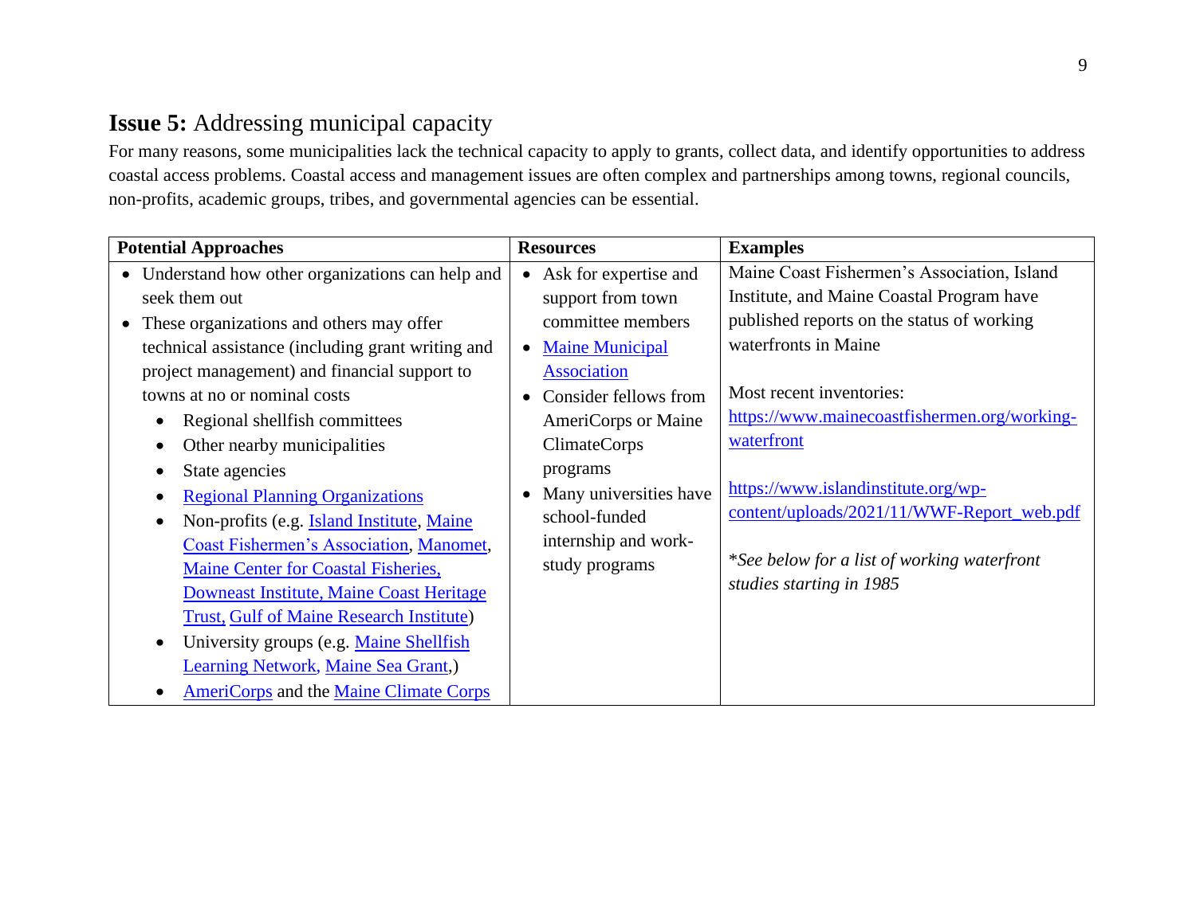## **Issue 5:** Addressing municipal capacity

For many reasons, some municipalities lack the technical capacity to apply to grants, collect data, and identify opportunities to address coastal access problems. Coastal access and management issues are often complex and partnerships among towns, regional councils, non-profits, academic groups, tribes, and governmental agencies can be essential.

| Potential Approaches | Resources | Examples |
|---|---|---|
| • Understand how other organizations can help and seek them out<br>• These organizations and others may offer technical assistance (including grant writing and project management) and financial support to towns at no or nominal costs<br>&nbsp;&nbsp;&nbsp;&nbsp;• Regional shellfish committees<br>&nbsp;&nbsp;&nbsp;&nbsp;• Other nearby municipalities<br>&nbsp;&nbsp;&nbsp;&nbsp;• State agencies<br>&nbsp;&nbsp;&nbsp;&nbsp;• Regional Planning Organizations<br>&nbsp;&nbsp;&nbsp;&nbsp;• Non-profits (e.g. Island Institute, Maine Coast Fishermen's Association, Manomet, Maine Center for Coastal Fisheries, Downeast Institute, Maine Coast Heritage Trust, Gulf of Maine Research Institute)<br>&nbsp;&nbsp;&nbsp;&nbsp;• University groups (e.g. Maine Shellfish Learning Network, Maine Sea Grant,)<br>&nbsp;&nbsp;&nbsp;&nbsp;• AmeriCorps and the Maine Climate Corps | • Ask for expertise and support from town committee members<br>• Maine Municipal Association<br>• Consider fellows from AmeriCorps or Maine ClimateCorps programs<br>• Many universities have school-funded internship and work-study programs | Maine Coast Fishermen's Association, Island Institute, and Maine Coastal Program have published reports on the status of working waterfronts in Maine<br><br>Most recent inventories:<br>https://www.mainecoastfishermen.org/working-waterfront<br><br>https://www.islandinstitute.org/wp-content/uploads/2021/11/WWF-Report_web.pdf<br><br>*\*See below for a list of working waterfront studies starting in 1985* |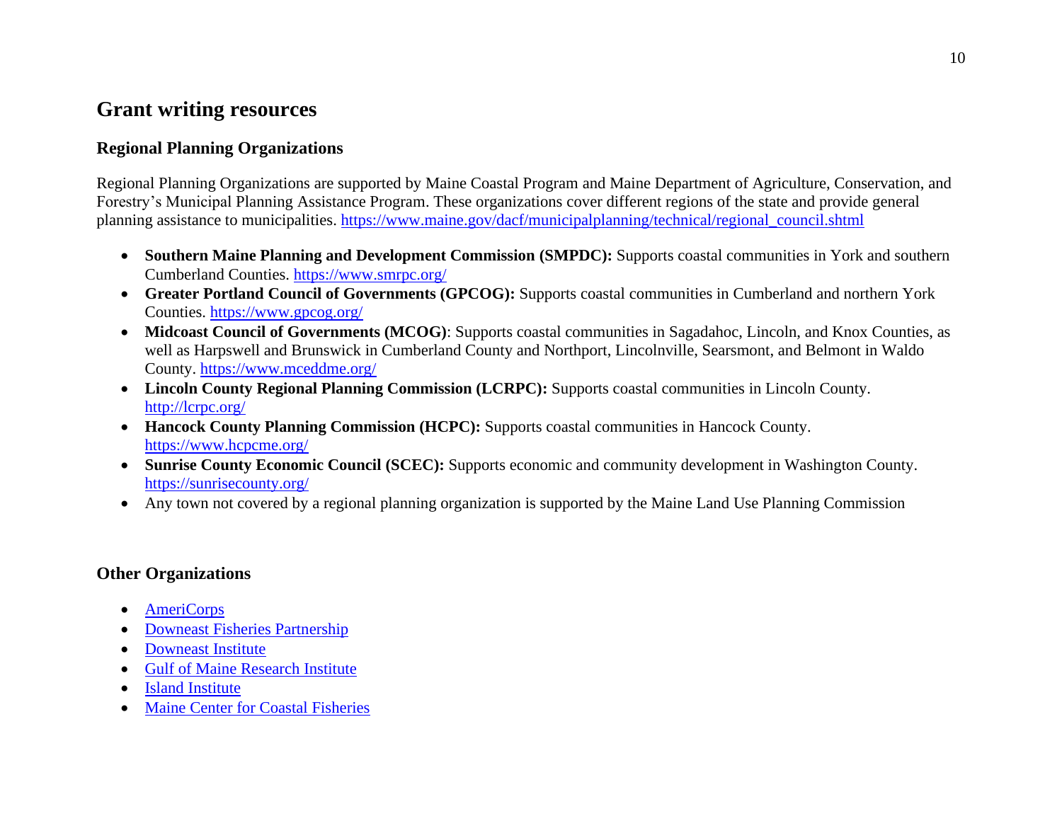## Grant writing resources

### Regional Planning Organizations

Regional Planning Organizations are supported by Maine Coastal Program and Maine Department of Agriculture, Conservation, and Forestry's Municipal Planning Assistance Program. These organizations cover different regions of the state and provide general planning assistance to municipalities. https://www.maine.gov/dacf/municipalplanning/technical/regional_council.shtml

- **Southern Maine Planning and Development Commission (SMPDC):** Supports coastal communities in York and southern Cumberland Counties. https://www.smrpc.org/
- **Greater Portland Council of Governments (GPCOG):** Supports coastal communities in Cumberland and northern York Counties. https://www.gpcog.org/
- **Midcoast Council of Governments (MCOG)**: Supports coastal communities in Sagadahoc, Lincoln, and Knox Counties, as well as Harpswell and Brunswick in Cumberland County and Northport, Lincolnville, Searsmont, and Belmont in Waldo County. https://www.mceddme.org/
- **Lincoln County Regional Planning Commission (LCRPC):** Supports coastal communities in Lincoln County. http://lcrpc.org/
- **Hancock County Planning Commission (HCPC):** Supports coastal communities in Hancock County. https://www.hcpcme.org/
- **Sunrise County Economic Council (SCEC):** Supports economic and community development in Washington County. https://sunrisecounty.org/
- Any town not covered by a regional planning organization is supported by the Maine Land Use Planning Commission

### Other Organizations

- AmeriCorps
- Downeast Fisheries Partnership
- Downeast Institute
- Gulf of Maine Research Institute
- Island Institute
- Maine Center for Coastal Fisheries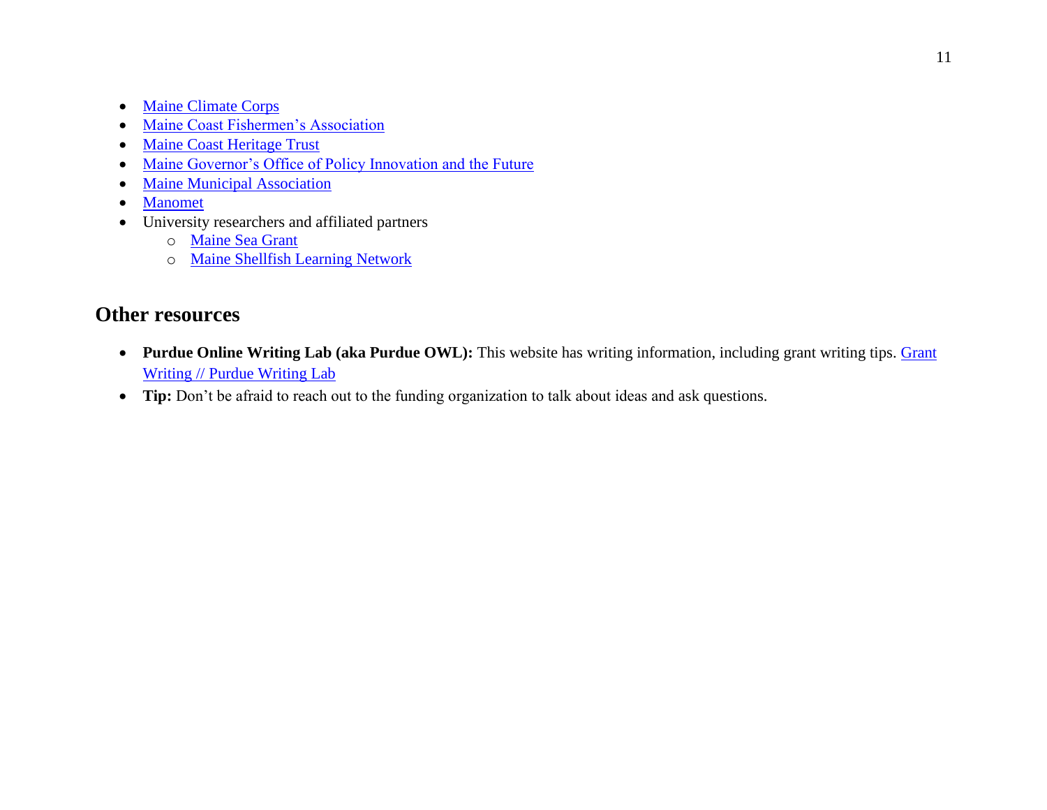- Maine Climate Corps
- Maine Coast Fishermen's Association
- Maine Coast Heritage Trust
- Maine Governor's Office of Policy Innovation and the Future
- Maine Municipal Association
- Manomet
- University researchers and affiliated partners
  - Maine Sea Grant
  - Maine Shellfish Learning Network

## Other resources

- **Purdue Online Writing Lab (aka Purdue OWL):** This website has writing information, including grant writing tips. Grant Writing // Purdue Writing Lab
- **Tip:** Don't be afraid to reach out to the funding organization to talk about ideas and ask questions.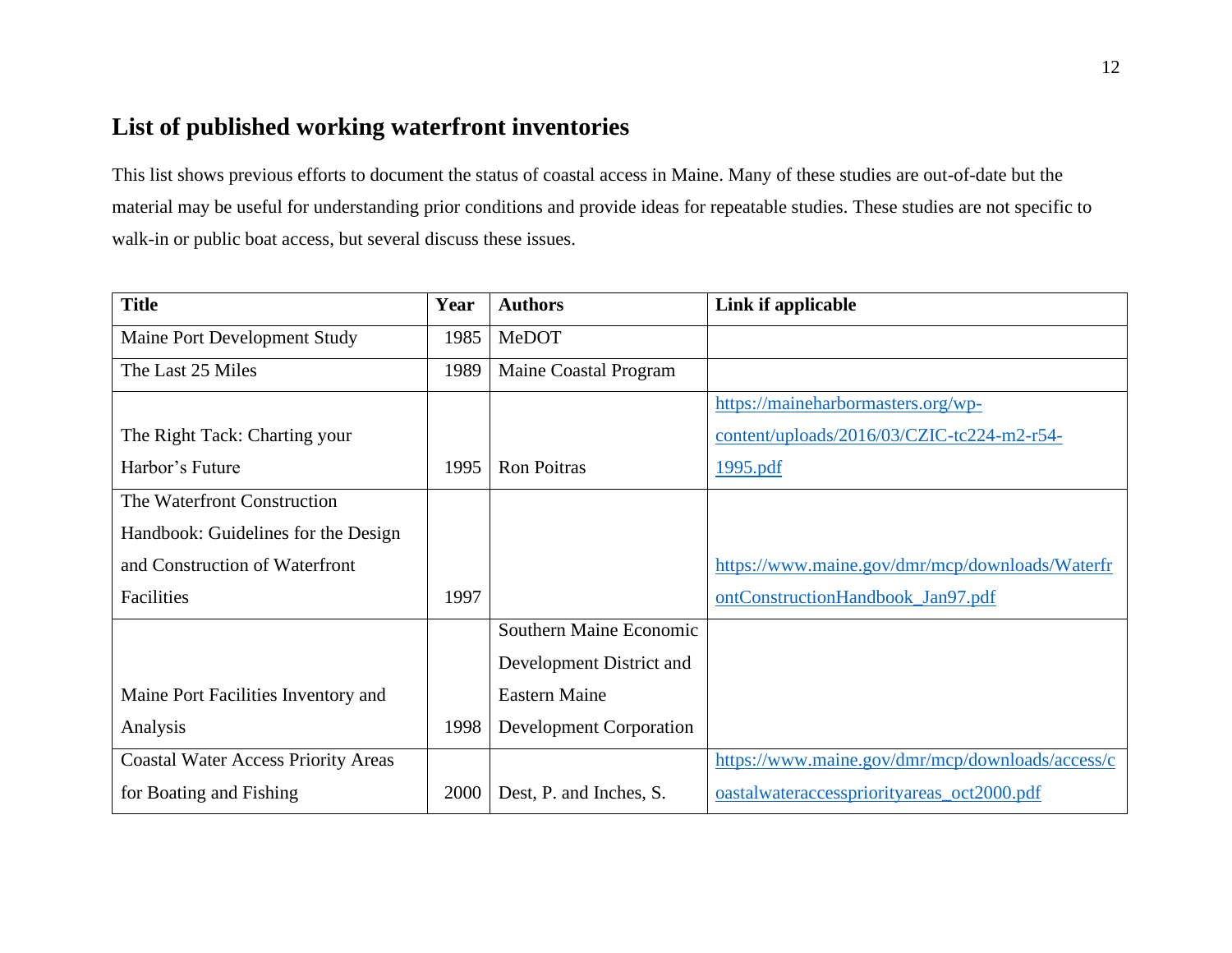## List of published working waterfront inventories

This list shows previous efforts to document the status of coastal access in Maine. Many of these studies are out-of-date but the material may be useful for understanding prior conditions and provide ideas for repeatable studies. These studies are not specific to walk-in or public boat access, but several discuss these issues.

| Title | Year | Authors | Link if applicable |
|---|---|---|---|
| Maine Port Development Study | 1985 | MeDOT | |
| The Last 25 Miles | 1989 | Maine Coastal Program | |
| The Right Tack: Charting your Harbor's Future | 1995 | Ron Poitras | https://maineharbormasters.org/wp-content/uploads/2016/03/CZIC-tc224-m2-r54-1995.pdf |
| The Waterfront Construction Handbook: Guidelines for the Design and Construction of Waterfront Facilities | 1997 | | https://www.maine.gov/dmr/mcp/downloads/WaterfrontConstructionHandbook_Jan97.pdf |
| Maine Port Facilities Inventory and Analysis | 1998 | Southern Maine Economic Development District and Eastern Maine Development Corporation | |
| Coastal Water Access Priority Areas for Boating and Fishing | 2000 | Dest, P. and Inches, S. | https://www.maine.gov/dmr/mcp/downloads/access/coastalwateraccesspriorityareas_oct2000.pdf |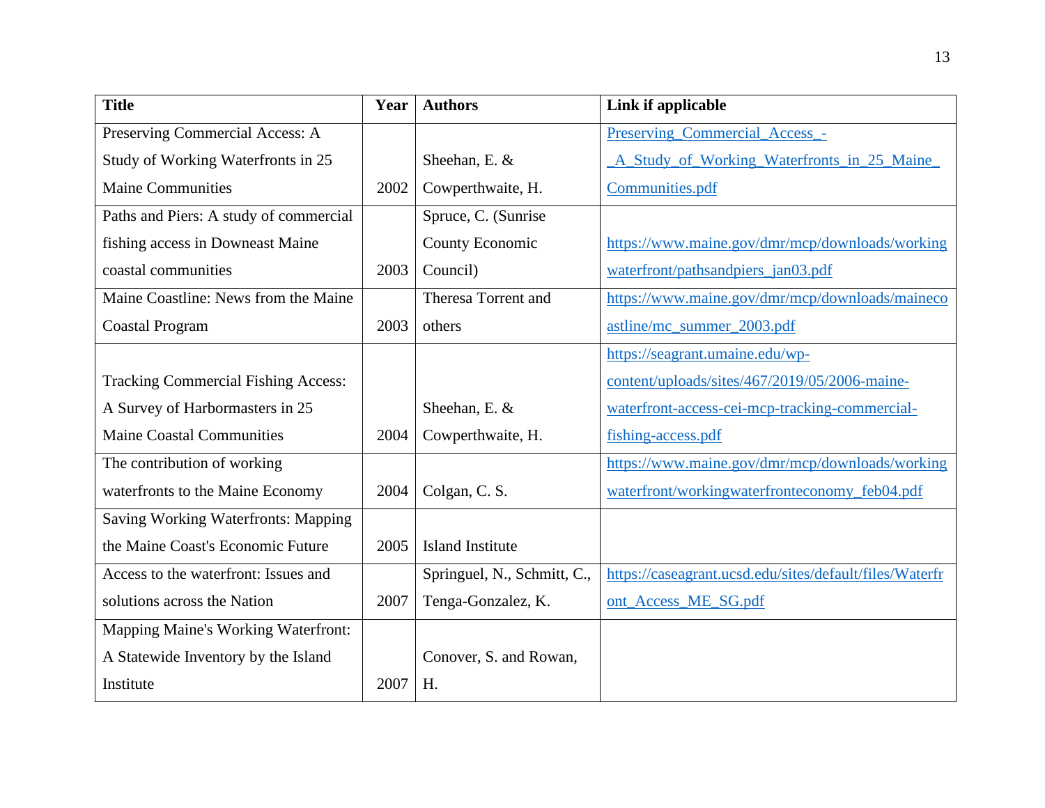| Title | Year | Authors | Link if applicable |
|---|---|---|---|
| Preserving Commercial Access: A Study of Working Waterfronts in 25 Maine Communities | 2002 | Sheehan, E. & Cowperthwaite, H. | Preserving_Commercial_Access_-_A_Study_of_Working_Waterfronts_in_25_Maine_Communities.pdf |
| Paths and Piers: A study of commercial fishing access in Downeast Maine coastal communities | 2003 | Spruce, C. (Sunrise County Economic Council) | https://www.maine.gov/dmr/mcp/downloads/workingwaterfront/pathsandpiers_jan03.pdf |
| Maine Coastline: News from the Maine Coastal Program | 2003 | Theresa Torrent and others | https://www.maine.gov/dmr/mcp/downloads/mainecoastline/mc_summer_2003.pdf |
| Tracking Commercial Fishing Access: A Survey of Harbormasters in 25 Maine Coastal Communities | 2004 | Sheehan, E. & Cowperthwaite, H. | https://seagrant.umaine.edu/wp-content/uploads/sites/467/2019/05/2006-maine-waterfront-access-cei-mcp-tracking-commercial-fishing-access.pdf |
| The contribution of working waterfronts to the Maine Economy | 2004 | Colgan, C. S. | https://www.maine.gov/dmr/mcp/downloads/workingwaterfront/workingwaterfronteconomy_feb04.pdf |
| Saving Working Waterfronts: Mapping the Maine Coast's Economic Future | 2005 | Island Institute | |
| Access to the waterfront: Issues and solutions across the Nation | 2007 | Springuel, N., Schmitt, C., Tenga-Gonzalez, K. | https://caseagrant.ucsd.edu/sites/default/files/Waterfront_Access_ME_SG.pdf |
| Mapping Maine's Working Waterfront: A Statewide Inventory by the Island Institute | 2007 | Conover, S. and Rowan, H. | |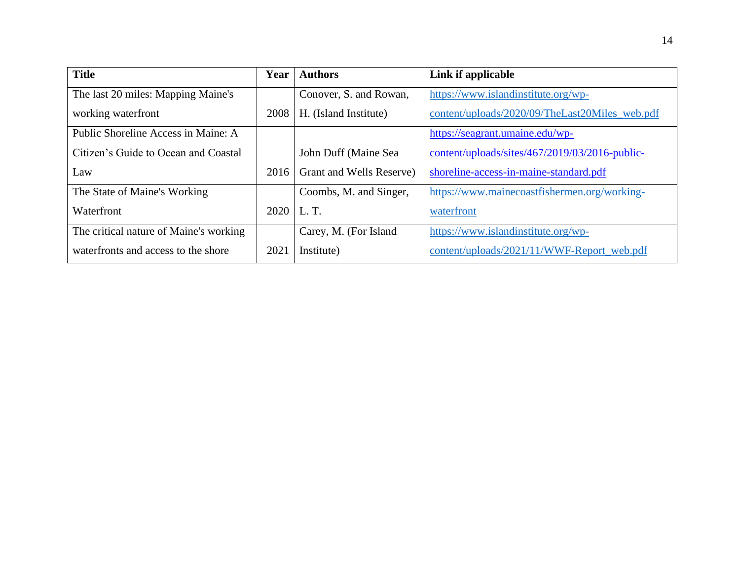| Title | Year | Authors | Link if applicable |
|---|---|---|---|
| The last 20 miles: Mapping Maine's working waterfront | 2008 | Conover, S. and Rowan, H. (Island Institute) | https://www.islandinstitute.org/wp-content/uploads/2020/09/TheLast20Miles_web.pdf |
| Public Shoreline Access in Maine: A Citizen's Guide to Ocean and Coastal Law | 2016 | John Duff (Maine Sea Grant and Wells Reserve) | https://seagrant.umaine.edu/wp-content/uploads/sites/467/2019/03/2016-public-shoreline-access-in-maine-standard.pdf |
| The State of Maine's Working Waterfront | 2020 | Coombs, M. and Singer, L. T. | https://www.mainecoastfishermen.org/working-waterfront |
| The critical nature of Maine's working waterfronts and access to the shore | 2021 | Carey, M. (For Island Institute) | https://www.islandinstitute.org/wp-content/uploads/2021/11/WWF-Report_web.pdf |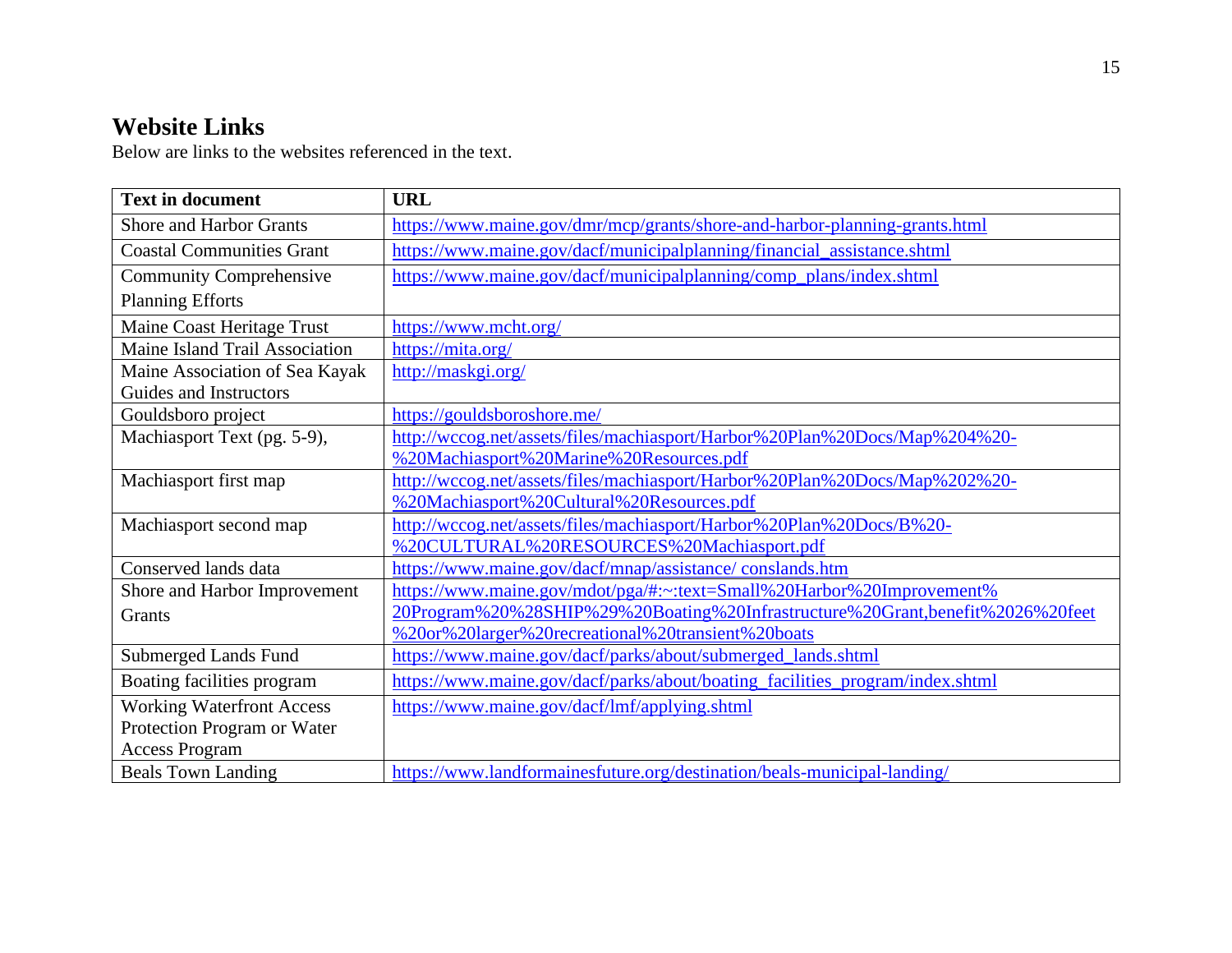## Website Links

Below are links to the websites referenced in the text.

| Text in document | URL |
|---|---|
| Shore and Harbor Grants | https://www.maine.gov/dmr/mcp/grants/shore-and-harbor-planning-grants.html |
| Coastal Communities Grant | https://www.maine.gov/dacf/municipalplanning/financial_assistance.shtml |
| Community Comprehensive Planning Efforts | https://www.maine.gov/dacf/municipalplanning/comp_plans/index.shtml |
| Maine Coast Heritage Trust | https://www.mcht.org/ |
| Maine Island Trail Association | https://mita.org/ |
| Maine Association of Sea Kayak Guides and Instructors | http://maskgi.org/ |
| Gouldsboro project | https://gouldsboroshore.me/ |
| Machiasport Text (pg. 5-9), | http://wccog.net/assets/files/machiasport/Harbor%20Plan%20Docs/Map%204%20-%20Machiasport%20Marine%20Resources.pdf |
| Machiasport first map | http://wccog.net/assets/files/machiasport/Harbor%20Plan%20Docs/Map%202%20-%20Machiasport%20Cultural%20Resources.pdf |
| Machiasport second map | http://wccog.net/assets/files/machiasport/Harbor%20Plan%20Docs/B%20-%20CULTURAL%20RESOURCES%20Machiasport.pdf |
| Conserved lands data | https://www.maine.gov/dacf/mnap/assistance/ conslands.htm |
| Shore and Harbor Improvement Grants | https://www.maine.gov/mdot/pga/#:~:text=Small%20Harbor%20Improvement%20Program%20%28SHIP%29%20Boating%20Infrastructure%20Grant,benefit%2026%20feet%20or%20larger%20recreational%20transient%20boats |
| Submerged Lands Fund | https://www.maine.gov/dacf/parks/about/submerged_lands.shtml |
| Boating facilities program | https://www.maine.gov/dacf/parks/about/boating_facilities_program/index.shtml |
| Working Waterfront Access Protection Program or Water Access Program | https://www.maine.gov/dacf/lmf/applying.shtml |
| Beals Town Landing | https://www.landformainesfuture.org/destination/beals-municipal-landing/ |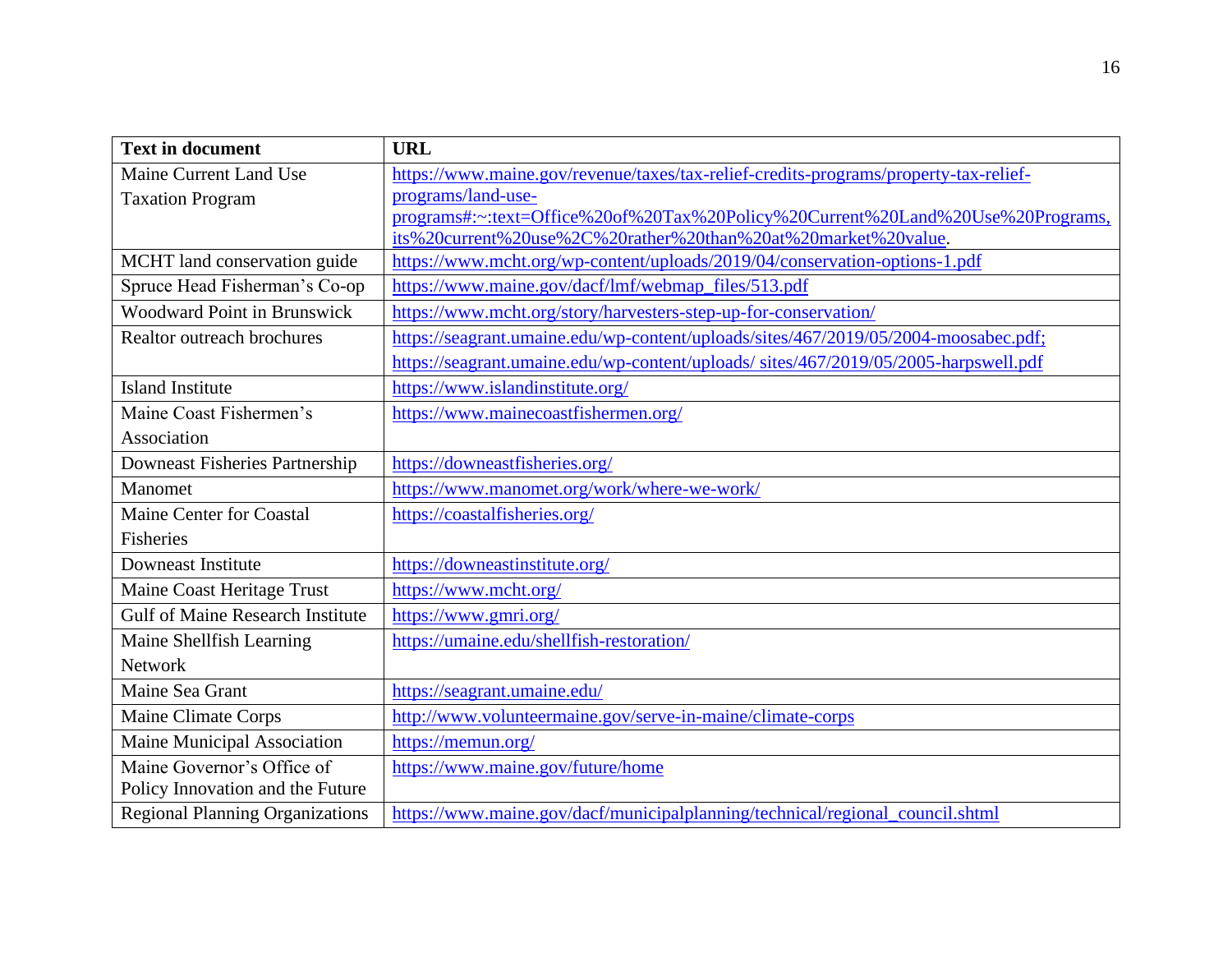| Text in document | URL |
|---|---|
| Maine Current Land Use Taxation Program | https://www.maine.gov/revenue/taxes/tax-relief-credits-programs/property-tax-relief-programs/land-use-programs#:~:text=Office%20of%20Tax%20Policy%20Current%20Land%20Use%20Programs,its%20current%20use%2C%20rather%20than%20at%20market%20value. |
| MCHT land conservation guide | https://www.mcht.org/wp-content/uploads/2019/04/conservation-options-1.pdf |
| Spruce Head Fisherman's Co-op | https://www.maine.gov/dacf/lmf/webmap_files/513.pdf |
| Woodward Point in Brunswick | https://www.mcht.org/story/harvesters-step-up-for-conservation/ |
| Realtor outreach brochures | https://seagrant.umaine.edu/wp-content/uploads/sites/467/2019/05/2004-moosabec.pdf; https://seagrant.umaine.edu/wp-content/uploads/ sites/467/2019/05/2005-harpswell.pdf |
| Island Institute | https://www.islandinstitute.org/ |
| Maine Coast Fishermen's Association | https://www.mainecoastfishermen.org/ |
| Downeast Fisheries Partnership | https://downeastfisheries.org/ |
| Manomet | https://www.manomet.org/work/where-we-work/ |
| Maine Center for Coastal Fisheries | https://coastalfisheries.org/ |
| Downeast Institute | https://downeastinstitute.org/ |
| Maine Coast Heritage Trust | https://www.mcht.org/ |
| Gulf of Maine Research Institute | https://www.gmri.org/ |
| Maine Shellfish Learning Network | https://umaine.edu/shellfish-restoration/ |
| Maine Sea Grant | https://seagrant.umaine.edu/ |
| Maine Climate Corps | http://www.volunteermaine.gov/serve-in-maine/climate-corps |
| Maine Municipal Association | https://memun.org/ |
| Maine Governor's Office of Policy Innovation and the Future | https://www.maine.gov/future/home |
| Regional Planning Organizations | https://www.maine.gov/dacf/municipalplanning/technical/regional_council.shtml |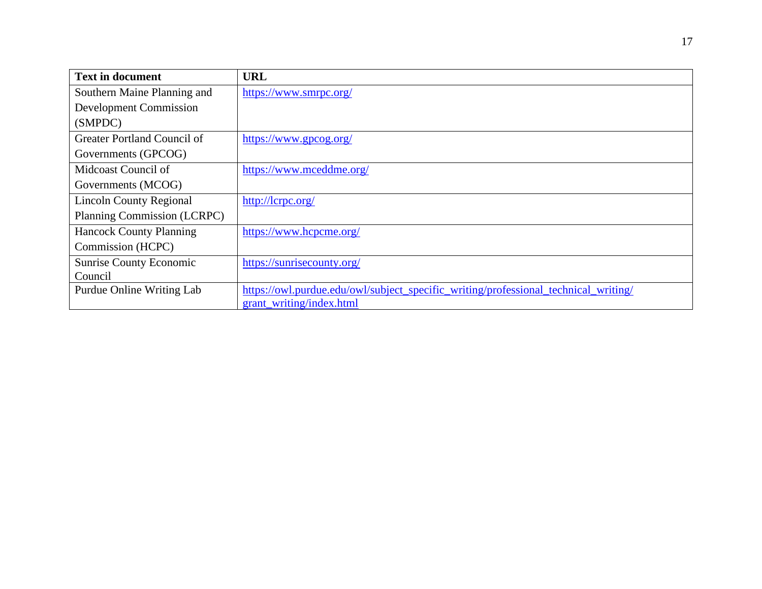| Text in document | URL |
| --- | --- |
| Southern Maine Planning and Development Commission (SMPDC) | https://www.smrpc.org/ |
| Greater Portland Council of Governments (GPCOG) | https://www.gpcog.org/ |
| Midcoast Council of Governments (MCOG) | https://www.mceddme.org/ |
| Lincoln County Regional Planning Commission (LCRPC) | http://lcrpc.org/ |
| Hancock County Planning Commission (HCPC) | https://www.hcpcme.org/ |
| Sunrise County Economic Council | https://sunrisecounty.org/ |
| Purdue Online Writing Lab | https://owl.purdue.edu/owl/subject_specific_writing/professional_technical_writing/grant_writing/index.html |